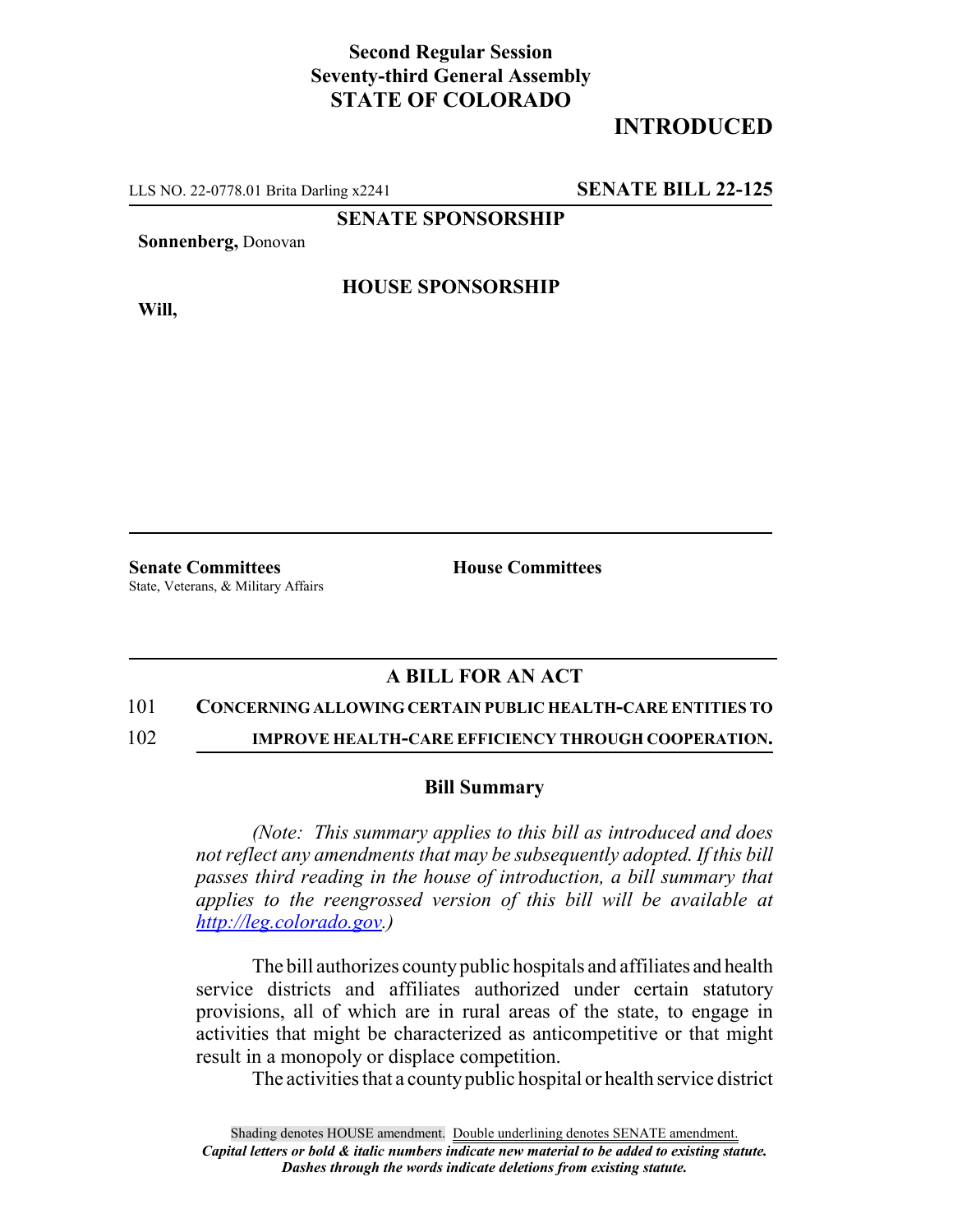**Second Regular Session**
**Seventy-third General Assembly**
**STATE OF COLORADO**

# INTRODUCED

LLS NO. 22-0778.01 Brita Darling x2241 **SENATE BILL 22-125**

**SENATE SPONSORSHIP**

**Sonnenberg,** Donovan

**HOUSE SPONSORSHIP**

**Will,**

**Senate Committees**
State, Veterans, & Military Affairs

**House Committees**

## A BILL FOR AN ACT

101 **CONCERNING ALLOWING CERTAIN PUBLIC HEALTH-CARE ENTITIES TO**
102 **IMPROVE HEALTH-CARE EFFICIENCY THROUGH COOPERATION.**

### Bill Summary

*(Note: This summary applies to this bill as introduced and does not reflect any amendments that may be subsequently adopted. If this bill passes third reading in the house of introduction, a bill summary that applies to the reengrossed version of this bill will be available at http://leg.colorado.gov.)*

The bill authorizes county public hospitals and affiliates and health service districts and affiliates authorized under certain statutory provisions, all of which are in rural areas of the state, to engage in activities that might be characterized as anticompetitive or that might result in a monopoly or displace competition.

The activities that a county public hospital or health service district

Shading denotes HOUSE amendment. Double underlining denotes SENATE amendment.
***Capital letters or bold & italic numbers indicate new material to be added to existing statute.***
***Dashes through the words indicate deletions from existing statute.***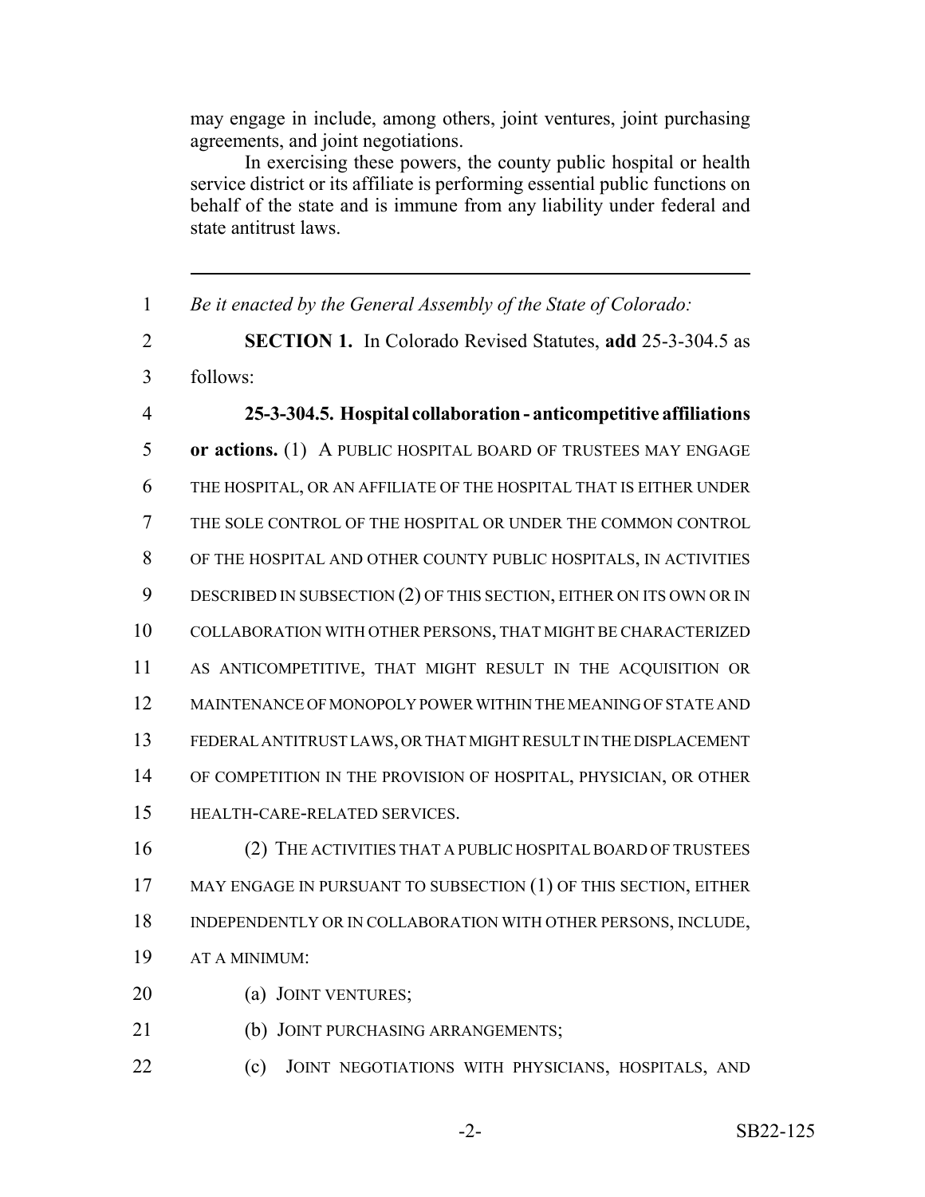may engage in include, among others, joint ventures, joint purchasing agreements, and joint negotiations.

In exercising these powers, the county public hospital or health service district or its affiliate is performing essential public functions on behalf of the state and is immune from any liability under federal and state antitrust laws.

---

1 *Be it enacted by the General Assembly of the State of Colorado:*

2 **SECTION 1.** In Colorado Revised Statutes, **add** 25-3-304.5 as
3 follows:

4 **25-3-304.5. Hospital collaboration - anticompetitive affiliations**
5 **or actions.** (1) A PUBLIC HOSPITAL BOARD OF TRUSTEES MAY ENGAGE
6 THE HOSPITAL, OR AN AFFILIATE OF THE HOSPITAL THAT IS EITHER UNDER
7 THE SOLE CONTROL OF THE HOSPITAL OR UNDER THE COMMON CONTROL
8 OF THE HOSPITAL AND OTHER COUNTY PUBLIC HOSPITALS, IN ACTIVITIES
9 DESCRIBED IN SUBSECTION (2) OF THIS SECTION, EITHER ON ITS OWN OR IN
10 COLLABORATION WITH OTHER PERSONS, THAT MIGHT BE CHARACTERIZED
11 AS ANTICOMPETITIVE, THAT MIGHT RESULT IN THE ACQUISITION OR
12 MAINTENANCE OF MONOPOLY POWER WITHIN THE MEANING OF STATE AND
13 FEDERAL ANTITRUST LAWS, OR THAT MIGHT RESULT IN THE DISPLACEMENT
14 OF COMPETITION IN THE PROVISION OF HOSPITAL, PHYSICIAN, OR OTHER
15 HEALTH-CARE-RELATED SERVICES.

16 (2) THE ACTIVITIES THAT A PUBLIC HOSPITAL BOARD OF TRUSTEES
17 MAY ENGAGE IN PURSUANT TO SUBSECTION (1) OF THIS SECTION, EITHER
18 INDEPENDENTLY OR IN COLLABORATION WITH OTHER PERSONS, INCLUDE,
19 AT A MINIMUM:

20 (a) JOINT VENTURES;

21 (b) JOINT PURCHASING ARRANGEMENTS;

22 (c) JOINT NEGOTIATIONS WITH PHYSICIANS, HOSPITALS, AND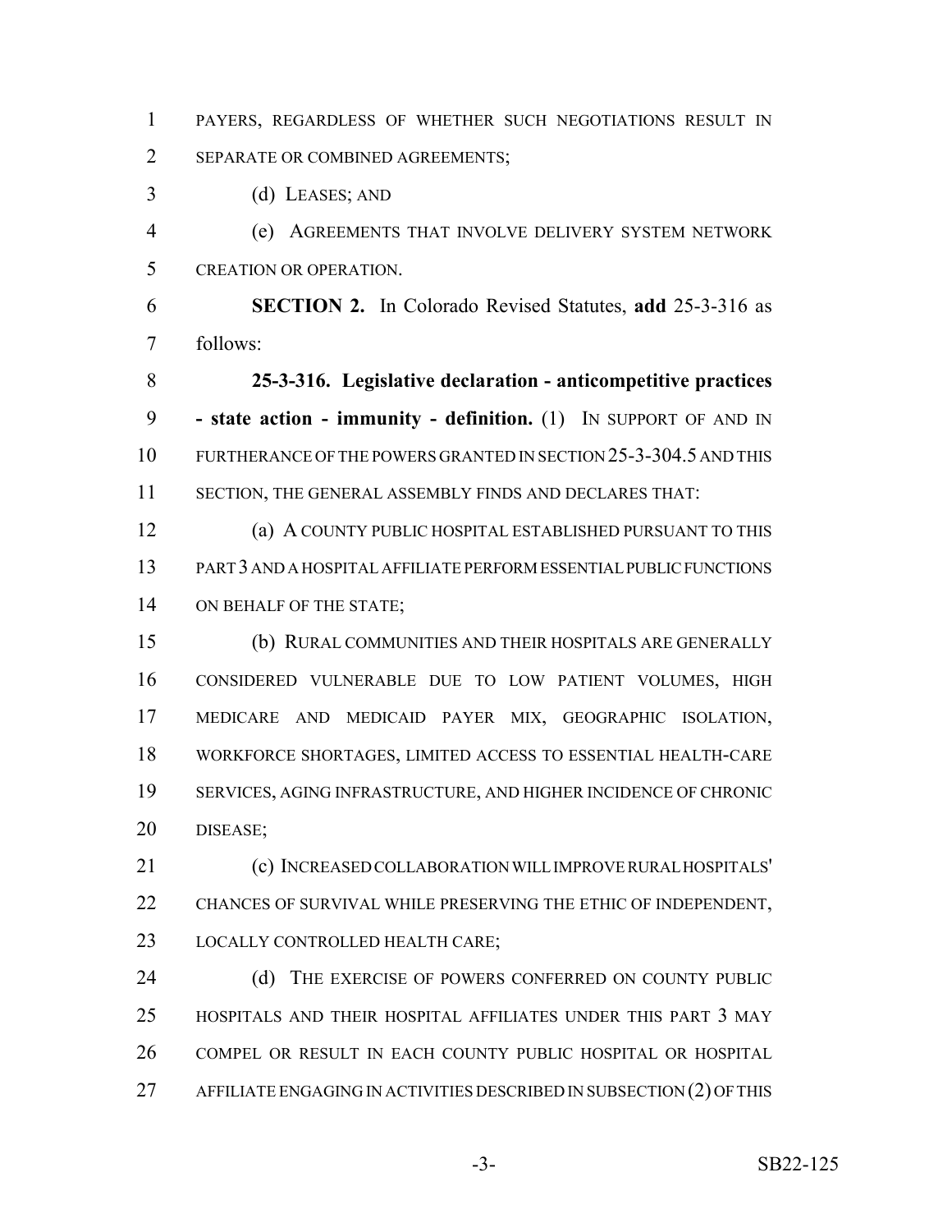PAYERS, REGARDLESS OF WHETHER SUCH NEGOTIATIONS RESULT IN SEPARATE OR COMBINED AGREEMENTS;

(d) LEASES; AND

(e) AGREEMENTS THAT INVOLVE DELIVERY SYSTEM NETWORK CREATION OR OPERATION.

**SECTION 2.** In Colorado Revised Statutes, **add** 25-3-316 as follows:

**25-3-316. Legislative declaration - anticompetitive practices - state action - immunity - definition.** (1) IN SUPPORT OF AND IN FURTHERANCE OF THE POWERS GRANTED IN SECTION 25-3-304.5 AND THIS SECTION, THE GENERAL ASSEMBLY FINDS AND DECLARES THAT:

(a) A COUNTY PUBLIC HOSPITAL ESTABLISHED PURSUANT TO THIS PART 3 AND A HOSPITAL AFFILIATE PERFORM ESSENTIAL PUBLIC FUNCTIONS ON BEHALF OF THE STATE;

(b) RURAL COMMUNITIES AND THEIR HOSPITALS ARE GENERALLY CONSIDERED VULNERABLE DUE TO LOW PATIENT VOLUMES, HIGH MEDICARE AND MEDICAID PAYER MIX, GEOGRAPHIC ISOLATION, WORKFORCE SHORTAGES, LIMITED ACCESS TO ESSENTIAL HEALTH-CARE SERVICES, AGING INFRASTRUCTURE, AND HIGHER INCIDENCE OF CHRONIC DISEASE;

(c) INCREASED COLLABORATION WILL IMPROVE RURAL HOSPITALS' CHANCES OF SURVIVAL WHILE PRESERVING THE ETHIC OF INDEPENDENT, LOCALLY CONTROLLED HEALTH CARE;

(d) THE EXERCISE OF POWERS CONFERRED ON COUNTY PUBLIC HOSPITALS AND THEIR HOSPITAL AFFILIATES UNDER THIS PART 3 MAY COMPEL OR RESULT IN EACH COUNTY PUBLIC HOSPITAL OR HOSPITAL AFFILIATE ENGAGING IN ACTIVITIES DESCRIBED IN SUBSECTION (2) OF THIS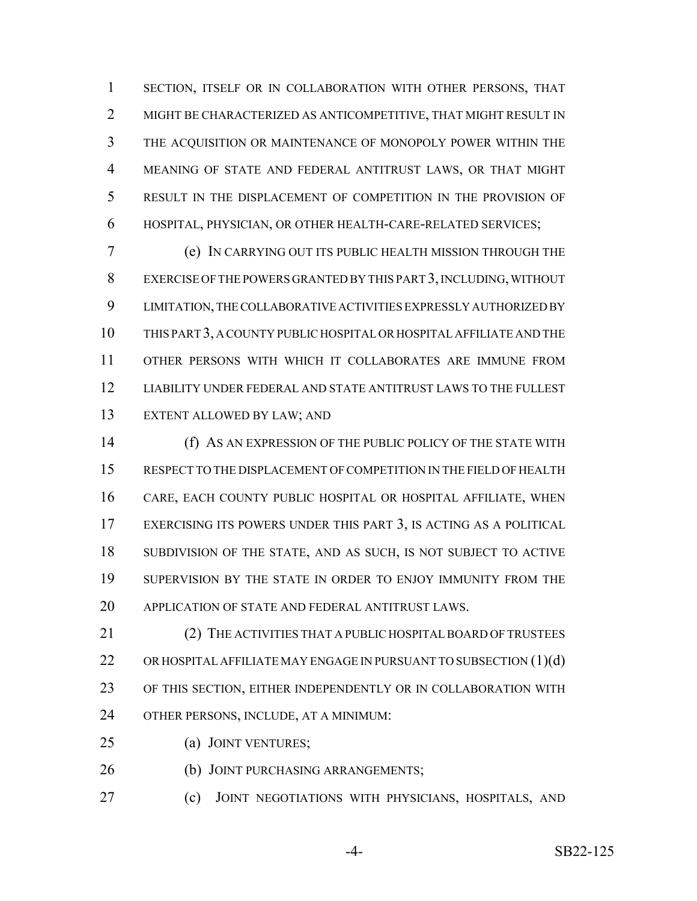SECTION, ITSELF OR IN COLLABORATION WITH OTHER PERSONS, THAT MIGHT BE CHARACTERIZED AS ANTICOMPETITIVE, THAT MIGHT RESULT IN THE ACQUISITION OR MAINTENANCE OF MONOPOLY POWER WITHIN THE MEANING OF STATE AND FEDERAL ANTITRUST LAWS, OR THAT MIGHT RESULT IN THE DISPLACEMENT OF COMPETITION IN THE PROVISION OF HOSPITAL, PHYSICIAN, OR OTHER HEALTH-CARE-RELATED SERVICES;

(e) IN CARRYING OUT ITS PUBLIC HEALTH MISSION THROUGH THE EXERCISE OF THE POWERS GRANTED BY THIS PART 3, INCLUDING, WITHOUT LIMITATION, THE COLLABORATIVE ACTIVITIES EXPRESSLY AUTHORIZED BY THIS PART 3, A COUNTY PUBLIC HOSPITAL OR HOSPITAL AFFILIATE AND THE OTHER PERSONS WITH WHICH IT COLLABORATES ARE IMMUNE FROM LIABILITY UNDER FEDERAL AND STATE ANTITRUST LAWS TO THE FULLEST EXTENT ALLOWED BY LAW; AND

(f) AS AN EXPRESSION OF THE PUBLIC POLICY OF THE STATE WITH RESPECT TO THE DISPLACEMENT OF COMPETITION IN THE FIELD OF HEALTH CARE, EACH COUNTY PUBLIC HOSPITAL OR HOSPITAL AFFILIATE, WHEN EXERCISING ITS POWERS UNDER THIS PART 3, IS ACTING AS A POLITICAL SUBDIVISION OF THE STATE, AND AS SUCH, IS NOT SUBJECT TO ACTIVE SUPERVISION BY THE STATE IN ORDER TO ENJOY IMMUNITY FROM THE APPLICATION OF STATE AND FEDERAL ANTITRUST LAWS.

(2) THE ACTIVITIES THAT A PUBLIC HOSPITAL BOARD OF TRUSTEES OR HOSPITAL AFFILIATE MAY ENGAGE IN PURSUANT TO SUBSECTION (1)(d) OF THIS SECTION, EITHER INDEPENDENTLY OR IN COLLABORATION WITH OTHER PERSONS, INCLUDE, AT A MINIMUM:

(a) JOINT VENTURES;

(b) JOINT PURCHASING ARRANGEMENTS;

(c) JOINT NEGOTIATIONS WITH PHYSICIANS, HOSPITALS, AND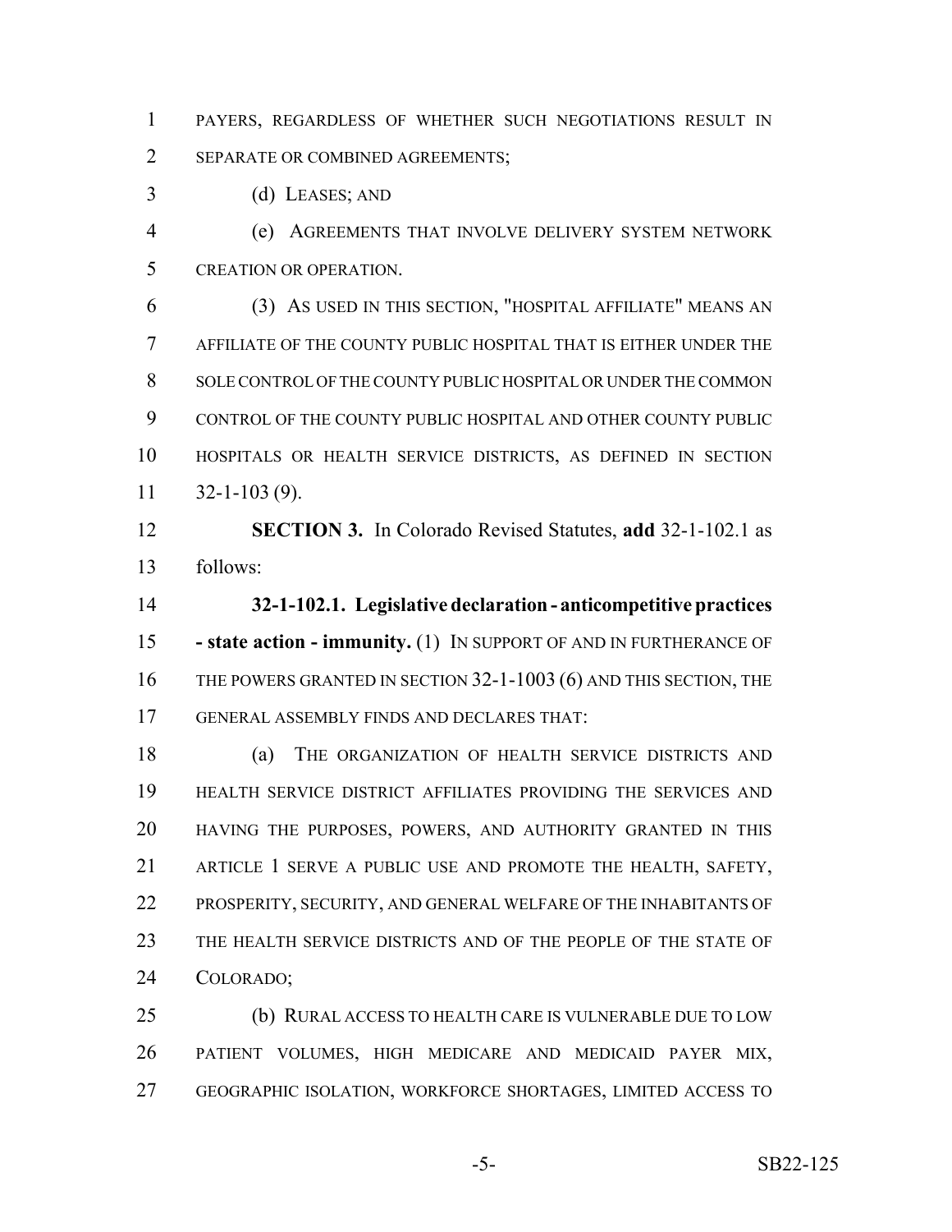PAYERS, REGARDLESS OF WHETHER SUCH NEGOTIATIONS RESULT IN SEPARATE OR COMBINED AGREEMENTS;

(d) LEASES; AND

(e) AGREEMENTS THAT INVOLVE DELIVERY SYSTEM NETWORK CREATION OR OPERATION.

(3) AS USED IN THIS SECTION, "HOSPITAL AFFILIATE" MEANS AN AFFILIATE OF THE COUNTY PUBLIC HOSPITAL THAT IS EITHER UNDER THE SOLE CONTROL OF THE COUNTY PUBLIC HOSPITAL OR UNDER THE COMMON CONTROL OF THE COUNTY PUBLIC HOSPITAL AND OTHER COUNTY PUBLIC HOSPITALS OR HEALTH SERVICE DISTRICTS, AS DEFINED IN SECTION 32-1-103 (9).

**SECTION 3.** In Colorado Revised Statutes, **add** 32-1-102.1 as follows:

**32-1-102.1. Legislative declaration - anticompetitive practices - state action - immunity.** (1) IN SUPPORT OF AND IN FURTHERANCE OF THE POWERS GRANTED IN SECTION 32-1-1003 (6) AND THIS SECTION, THE GENERAL ASSEMBLY FINDS AND DECLARES THAT:

(a) THE ORGANIZATION OF HEALTH SERVICE DISTRICTS AND HEALTH SERVICE DISTRICT AFFILIATES PROVIDING THE SERVICES AND HAVING THE PURPOSES, POWERS, AND AUTHORITY GRANTED IN THIS ARTICLE 1 SERVE A PUBLIC USE AND PROMOTE THE HEALTH, SAFETY, PROSPERITY, SECURITY, AND GENERAL WELFARE OF THE INHABITANTS OF THE HEALTH SERVICE DISTRICTS AND OF THE PEOPLE OF THE STATE OF COLORADO;

(b) RURAL ACCESS TO HEALTH CARE IS VULNERABLE DUE TO LOW PATIENT VOLUMES, HIGH MEDICARE AND MEDICAID PAYER MIX, GEOGRAPHIC ISOLATION, WORKFORCE SHORTAGES, LIMITED ACCESS TO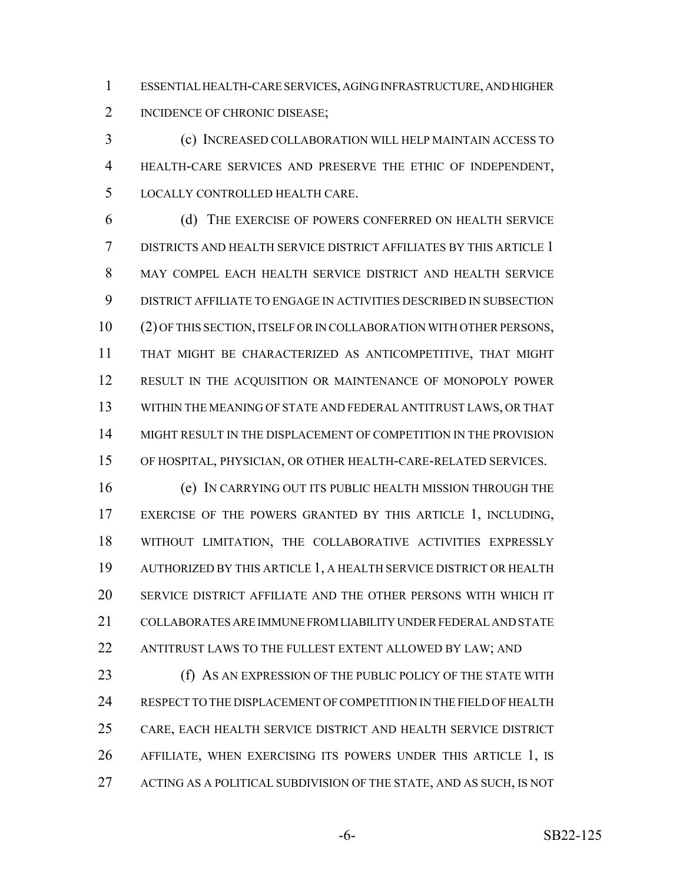ESSENTIAL HEALTH-CARE SERVICES, AGING INFRASTRUCTURE, AND HIGHER INCIDENCE OF CHRONIC DISEASE;

(c) INCREASED COLLABORATION WILL HELP MAINTAIN ACCESS TO HEALTH-CARE SERVICES AND PRESERVE THE ETHIC OF INDEPENDENT, LOCALLY CONTROLLED HEALTH CARE.

(d) THE EXERCISE OF POWERS CONFERRED ON HEALTH SERVICE DISTRICTS AND HEALTH SERVICE DISTRICT AFFILIATES BY THIS ARTICLE 1 MAY COMPEL EACH HEALTH SERVICE DISTRICT AND HEALTH SERVICE DISTRICT AFFILIATE TO ENGAGE IN ACTIVITIES DESCRIBED IN SUBSECTION (2) OF THIS SECTION, ITSELF OR IN COLLABORATION WITH OTHER PERSONS, THAT MIGHT BE CHARACTERIZED AS ANTICOMPETITIVE, THAT MIGHT RESULT IN THE ACQUISITION OR MAINTENANCE OF MONOPOLY POWER WITHIN THE MEANING OF STATE AND FEDERAL ANTITRUST LAWS, OR THAT MIGHT RESULT IN THE DISPLACEMENT OF COMPETITION IN THE PROVISION OF HOSPITAL, PHYSICIAN, OR OTHER HEALTH-CARE-RELATED SERVICES.

(e) IN CARRYING OUT ITS PUBLIC HEALTH MISSION THROUGH THE EXERCISE OF THE POWERS GRANTED BY THIS ARTICLE 1, INCLUDING, WITHOUT LIMITATION, THE COLLABORATIVE ACTIVITIES EXPRESSLY AUTHORIZED BY THIS ARTICLE 1, A HEALTH SERVICE DISTRICT OR HEALTH SERVICE DISTRICT AFFILIATE AND THE OTHER PERSONS WITH WHICH IT COLLABORATES ARE IMMUNE FROM LIABILITY UNDER FEDERAL AND STATE ANTITRUST LAWS TO THE FULLEST EXTENT ALLOWED BY LAW; AND

(f) AS AN EXPRESSION OF THE PUBLIC POLICY OF THE STATE WITH RESPECT TO THE DISPLACEMENT OF COMPETITION IN THE FIELD OF HEALTH CARE, EACH HEALTH SERVICE DISTRICT AND HEALTH SERVICE DISTRICT AFFILIATE, WHEN EXERCISING ITS POWERS UNDER THIS ARTICLE 1, IS ACTING AS A POLITICAL SUBDIVISION OF THE STATE, AND AS SUCH, IS NOT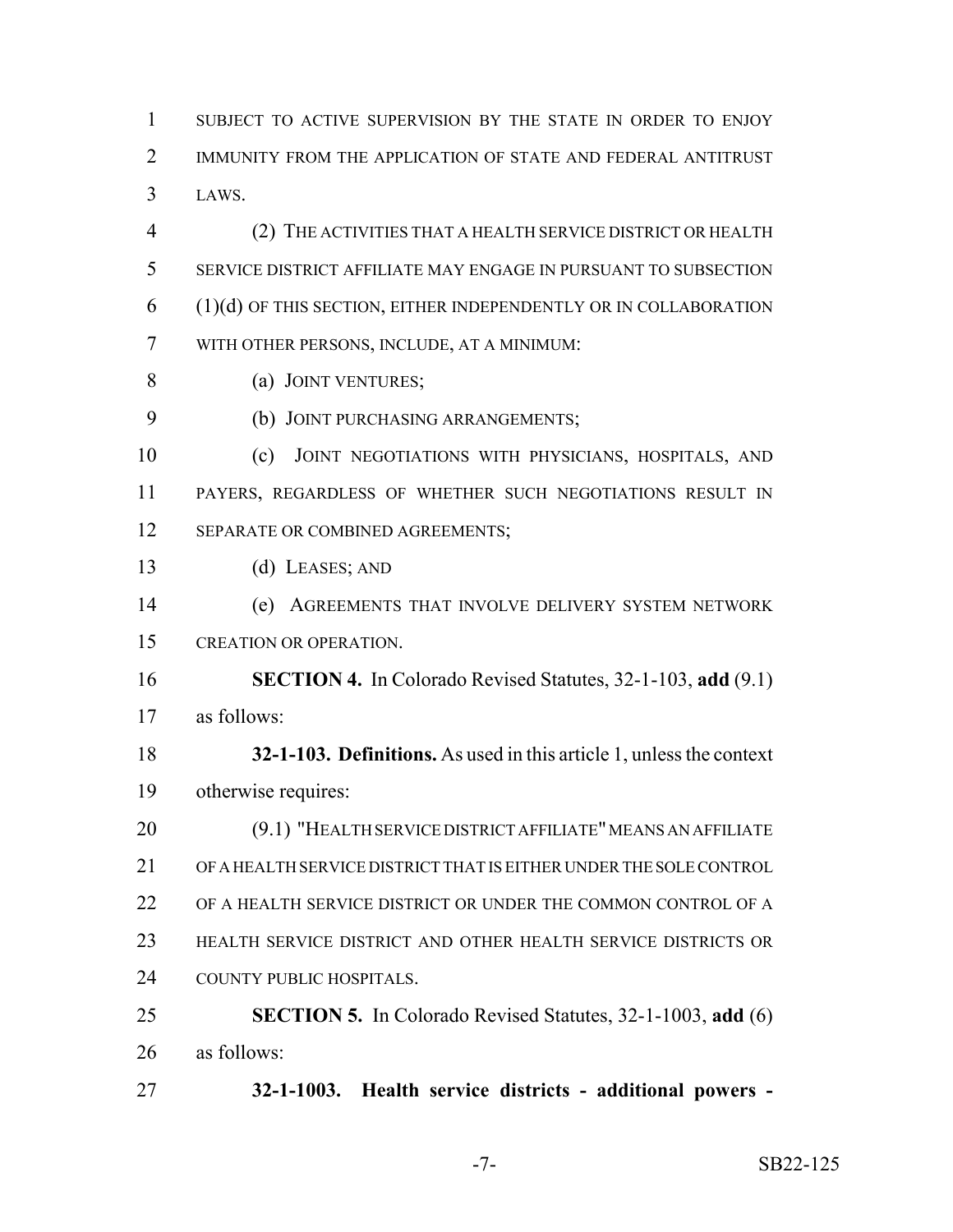SUBJECT TO ACTIVE SUPERVISION BY THE STATE IN ORDER TO ENJOY IMMUNITY FROM THE APPLICATION OF STATE AND FEDERAL ANTITRUST LAWS.

(2) THE ACTIVITIES THAT A HEALTH SERVICE DISTRICT OR HEALTH SERVICE DISTRICT AFFILIATE MAY ENGAGE IN PURSUANT TO SUBSECTION (1)(d) OF THIS SECTION, EITHER INDEPENDENTLY OR IN COLLABORATION WITH OTHER PERSONS, INCLUDE, AT A MINIMUM:

(a) JOINT VENTURES;

(b) JOINT PURCHASING ARRANGEMENTS;

(c) JOINT NEGOTIATIONS WITH PHYSICIANS, HOSPITALS, AND PAYERS, REGARDLESS OF WHETHER SUCH NEGOTIATIONS RESULT IN SEPARATE OR COMBINED AGREEMENTS;

(d) LEASES; AND

(e) AGREEMENTS THAT INVOLVE DELIVERY SYSTEM NETWORK CREATION OR OPERATION.

**SECTION 4.** In Colorado Revised Statutes, 32-1-103, **add** (9.1) as follows:

**32-1-103. Definitions.** As used in this article 1, unless the context otherwise requires:

(9.1) "HEALTH SERVICE DISTRICT AFFILIATE" MEANS AN AFFILIATE OF A HEALTH SERVICE DISTRICT THAT IS EITHER UNDER THE SOLE CONTROL OF A HEALTH SERVICE DISTRICT OR UNDER THE COMMON CONTROL OF A HEALTH SERVICE DISTRICT AND OTHER HEALTH SERVICE DISTRICTS OR COUNTY PUBLIC HOSPITALS.

**SECTION 5.** In Colorado Revised Statutes, 32-1-1003, **add** (6) as follows:

**32-1-1003. Health service districts - additional powers -**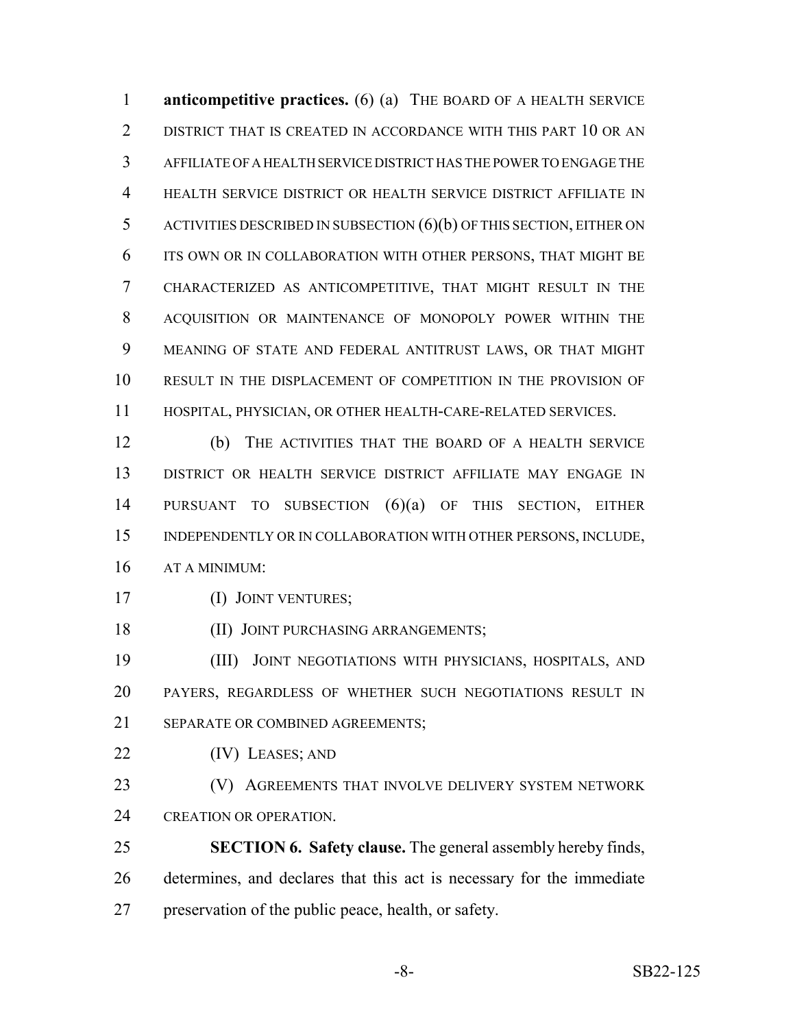**anticompetitive practices.** (6) (a) THE BOARD OF A HEALTH SERVICE DISTRICT THAT IS CREATED IN ACCORDANCE WITH THIS PART 10 OR AN AFFILIATE OF A HEALTH SERVICE DISTRICT HAS THE POWER TO ENGAGE THE HEALTH SERVICE DISTRICT OR HEALTH SERVICE DISTRICT AFFILIATE IN ACTIVITIES DESCRIBED IN SUBSECTION (6)(b) OF THIS SECTION, EITHER ON ITS OWN OR IN COLLABORATION WITH OTHER PERSONS, THAT MIGHT BE CHARACTERIZED AS ANTICOMPETITIVE, THAT MIGHT RESULT IN THE ACQUISITION OR MAINTENANCE OF MONOPOLY POWER WITHIN THE MEANING OF STATE AND FEDERAL ANTITRUST LAWS, OR THAT MIGHT RESULT IN THE DISPLACEMENT OF COMPETITION IN THE PROVISION OF HOSPITAL, PHYSICIAN, OR OTHER HEALTH-CARE-RELATED SERVICES.

(b) THE ACTIVITIES THAT THE BOARD OF A HEALTH SERVICE DISTRICT OR HEALTH SERVICE DISTRICT AFFILIATE MAY ENGAGE IN PURSUANT TO SUBSECTION (6)(a) OF THIS SECTION, EITHER INDEPENDENTLY OR IN COLLABORATION WITH OTHER PERSONS, INCLUDE, AT A MINIMUM:

(I) JOINT VENTURES;

(II) JOINT PURCHASING ARRANGEMENTS;

(III) JOINT NEGOTIATIONS WITH PHYSICIANS, HOSPITALS, AND PAYERS, REGARDLESS OF WHETHER SUCH NEGOTIATIONS RESULT IN SEPARATE OR COMBINED AGREEMENTS;

(IV) LEASES; AND

(V) AGREEMENTS THAT INVOLVE DELIVERY SYSTEM NETWORK CREATION OR OPERATION.

**SECTION 6. Safety clause.** The general assembly hereby finds, determines, and declares that this act is necessary for the immediate preservation of the public peace, health, or safety.